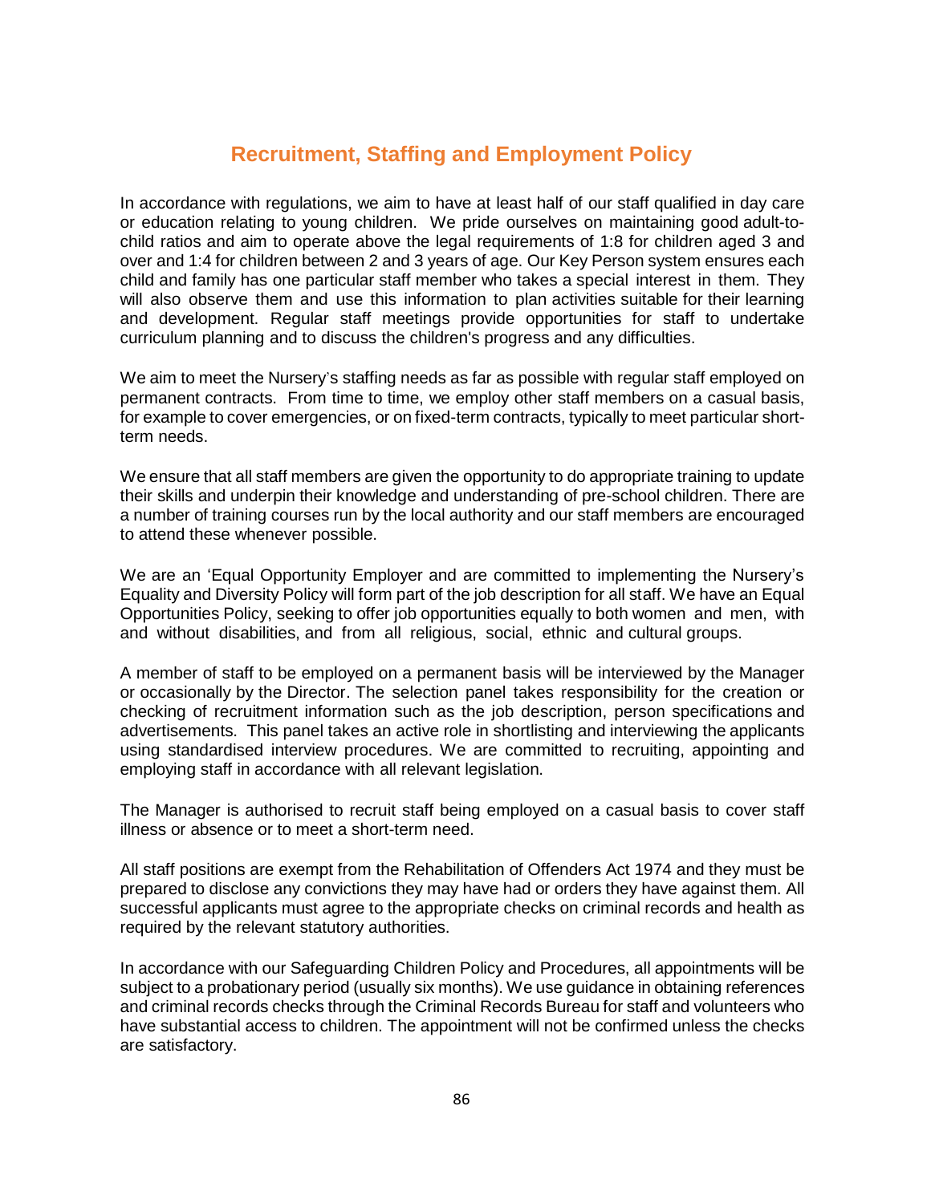# Recruitment, Staffing and Employment Policy

In accordance with regulations, we aim to have at least half of our staff qualified in day care or education relating to young children. We pride ourselves on maintaining good adult-to-child ratios and aim to operate above the legal requirements of 1:8 for children aged 3 and over and 1:4 for children between 2 and 3 years of age. Our Key Person system ensures each child and family has one particular staff member who takes a special interest in them. They will also observe them and use this information to plan activities suitable for their learning and development. Regular staff meetings provide opportunities for staff to undertake curriculum planning and to discuss the children's progress and any difficulties.

We aim to meet the Nursery's staffing needs as far as possible with regular staff employed on permanent contracts. From time to time, we employ other staff members on a casual basis, for example to cover emergencies, or on fixed-term contracts, typically to meet particular short-term needs.

We ensure that all staff members are given the opportunity to do appropriate training to update their skills and underpin their knowledge and understanding of pre-school children. There are a number of training courses run by the local authority and our staff members are encouraged to attend these whenever possible.

We are an 'Equal Opportunity Employer and are committed to implementing the Nursery's Equality and Diversity Policy will form part of the job description for all staff. We have an Equal Opportunities Policy, seeking to offer job opportunities equally to both women and men, with and without disabilities, and from all religious, social, ethnic and cultural groups.

A member of staff to be employed on a permanent basis will be interviewed by the Manager or occasionally by the Director. The selection panel takes responsibility for the creation or checking of recruitment information such as the job description, person specifications and advertisements. This panel takes an active role in shortlisting and interviewing the applicants using standardised interview procedures. We are committed to recruiting, appointing and employing staff in accordance with all relevant legislation.

The Manager is authorised to recruit staff being employed on a casual basis to cover staff illness or absence or to meet a short-term need.

All staff positions are exempt from the Rehabilitation of Offenders Act 1974 and they must be prepared to disclose any convictions they may have had or orders they have against them. All successful applicants must agree to the appropriate checks on criminal records and health as required by the relevant statutory authorities.

In accordance with our Safeguarding Children Policy and Procedures, all appointments will be subject to a probationary period (usually six months). We use guidance in obtaining references and criminal records checks through the Criminal Records Bureau for staff and volunteers who have substantial access to children. The appointment will not be confirmed unless the checks are satisfactory.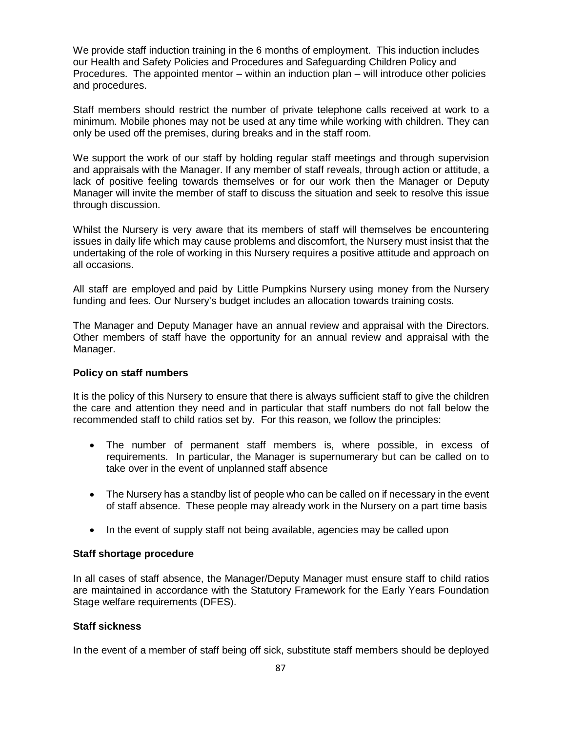We provide staff induction training in the 6 months of employment. This induction includes our Health and Safety Policies and Procedures and Safeguarding Children Policy and Procedures. The appointed mentor – within an induction plan – will introduce other policies and procedures.

Staff members should restrict the number of private telephone calls received at work to a minimum. Mobile phones may not be used at any time while working with children. They can only be used off the premises, during breaks and in the staff room.

We support the work of our staff by holding regular staff meetings and through supervision and appraisals with the Manager. If any member of staff reveals, through action or attitude, a lack of positive feeling towards themselves or for our work then the Manager or Deputy Manager will invite the member of staff to discuss the situation and seek to resolve this issue through discussion.

Whilst the Nursery is very aware that its members of staff will themselves be encountering issues in daily life which may cause problems and discomfort, the Nursery must insist that the undertaking of the role of working in this Nursery requires a positive attitude and approach on all occasions.

All staff are employed and paid by Little Pumpkins Nursery using money from the Nursery funding and fees. Our Nursery's budget includes an allocation towards training costs.

The Manager and Deputy Manager have an annual review and appraisal with the Directors. Other members of staff have the opportunity for an annual review and appraisal with the Manager.

**Policy on staff numbers**

It is the policy of this Nursery to ensure that there is always sufficient staff to give the children the care and attention they need and in particular that staff numbers do not fall below the recommended staff to child ratios set by. For this reason, we follow the principles:

- The number of permanent staff members is, where possible, in excess of requirements. In particular, the Manager is supernumerary but can be called on to take over in the event of unplanned staff absence
- The Nursery has a standby list of people who can be called on if necessary in the event of staff absence. These people may already work in the Nursery on a part time basis
- In the event of supply staff not being available, agencies may be called upon

**Staff shortage procedure**

In all cases of staff absence, the Manager/Deputy Manager must ensure staff to child ratios are maintained in accordance with the Statutory Framework for the Early Years Foundation Stage welfare requirements (DFES).

**Staff sickness**

In the event of a member of staff being off sick, substitute staff members should be deployed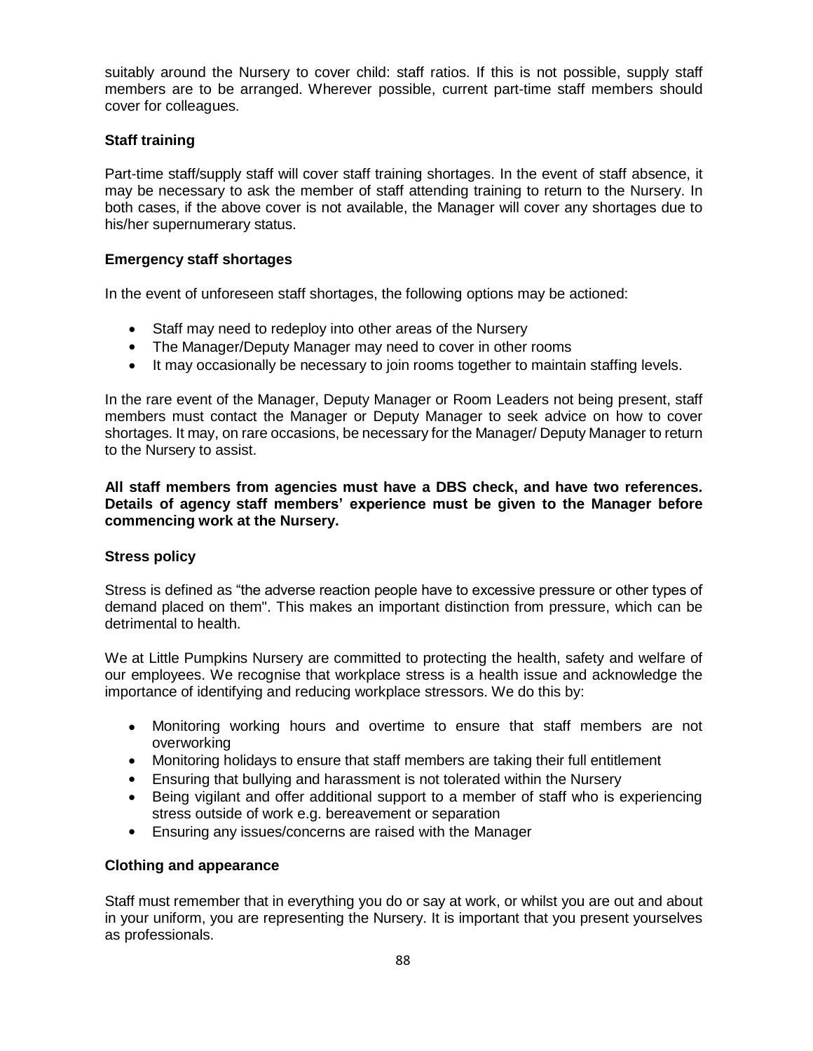suitably around the Nursery to cover child: staff ratios. If this is not possible, supply staff members are to be arranged. Wherever possible, current part-time staff members should cover for colleagues.

**Staff training**

Part-time staff/supply staff will cover staff training shortages. In the event of staff absence, it may be necessary to ask the member of staff attending training to return to the Nursery. In both cases, if the above cover is not available, the Manager will cover any shortages due to his/her supernumerary status.

**Emergency staff shortages**

In the event of unforeseen staff shortages, the following options may be actioned:

- Staff may need to redeploy into other areas of the Nursery
- The Manager/Deputy Manager may need to cover in other rooms
- It may occasionally be necessary to join rooms together to maintain staffing levels.

In the rare event of the Manager, Deputy Manager or Room Leaders not being present, staff members must contact the Manager or Deputy Manager to seek advice on how to cover shortages. It may, on rare occasions, be necessary for the Manager/ Deputy Manager to return to the Nursery to assist.

**All staff members from agencies must have a DBS check, and have two references. Details of agency staff members' experience must be given to the Manager before commencing work at the Nursery.**

**Stress policy**

Stress is defined as "the adverse reaction people have to excessive pressure or other types of demand placed on them". This makes an important distinction from pressure, which can be detrimental to health.

We at Little Pumpkins Nursery are committed to protecting the health, safety and welfare of our employees. We recognise that workplace stress is a health issue and acknowledge the importance of identifying and reducing workplace stressors. We do this by:

- Monitoring working hours and overtime to ensure that staff members are not overworking
- Monitoring holidays to ensure that staff members are taking their full entitlement
- Ensuring that bullying and harassment is not tolerated within the Nursery
- Being vigilant and offer additional support to a member of staff who is experiencing stress outside of work e.g. bereavement or separation
- Ensuring any issues/concerns are raised with the Manager

**Clothing and appearance**

Staff must remember that in everything you do or say at work, or whilst you are out and about in your uniform, you are representing the Nursery. It is important that you present yourselves as professionals.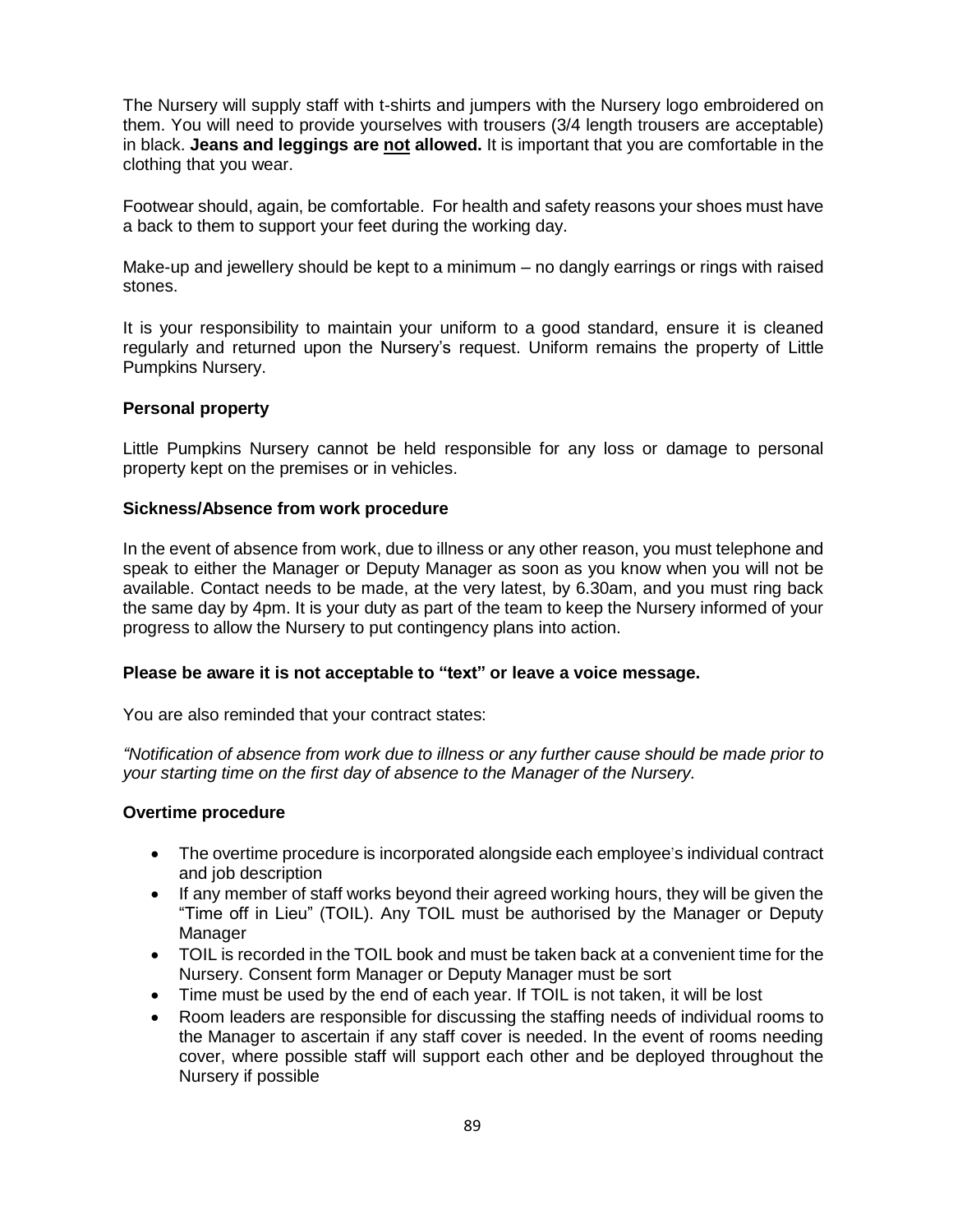The Nursery will supply staff with t-shirts and jumpers with the Nursery logo embroidered on them. You will need to provide yourselves with trousers (3/4 length trousers are acceptable) in black. **Jeans and leggings are <u>not</u> allowed.** It is important that you are comfortable in the clothing that you wear.

Footwear should, again, be comfortable. For health and safety reasons your shoes must have a back to them to support your feet during the working day.

Make-up and jewellery should be kept to a minimum – no dangly earrings or rings with raised stones.

It is your responsibility to maintain your uniform to a good standard, ensure it is cleaned regularly and returned upon the Nursery's request. Uniform remains the property of Little Pumpkins Nursery.

**Personal property**

Little Pumpkins Nursery cannot be held responsible for any loss or damage to personal property kept on the premises or in vehicles.

**Sickness/Absence from work procedure**

In the event of absence from work, due to illness or any other reason, you must telephone and speak to either the Manager or Deputy Manager as soon as you know when you will not be available. Contact needs to be made, at the very latest, by 6.30am, and you must ring back the same day by 4pm. It is your duty as part of the team to keep the Nursery informed of your progress to allow the Nursery to put contingency plans into action.

**Please be aware it is not acceptable to "text" or leave a voice message.**

You are also reminded that your contract states:

*"Notification of absence from work due to illness or any further cause should be made prior to your starting time on the first day of absence to the Manager of the Nursery.*

**Overtime procedure**

- The overtime procedure is incorporated alongside each employee's individual contract and job description
- If any member of staff works beyond their agreed working hours, they will be given the "Time off in Lieu" (TOIL). Any TOIL must be authorised by the Manager or Deputy Manager
- TOIL is recorded in the TOIL book and must be taken back at a convenient time for the Nursery. Consent form Manager or Deputy Manager must be sort
- Time must be used by the end of each year. If TOIL is not taken, it will be lost
- Room leaders are responsible for discussing the staffing needs of individual rooms to the Manager to ascertain if any staff cover is needed. In the event of rooms needing cover, where possible staff will support each other and be deployed throughout the Nursery if possible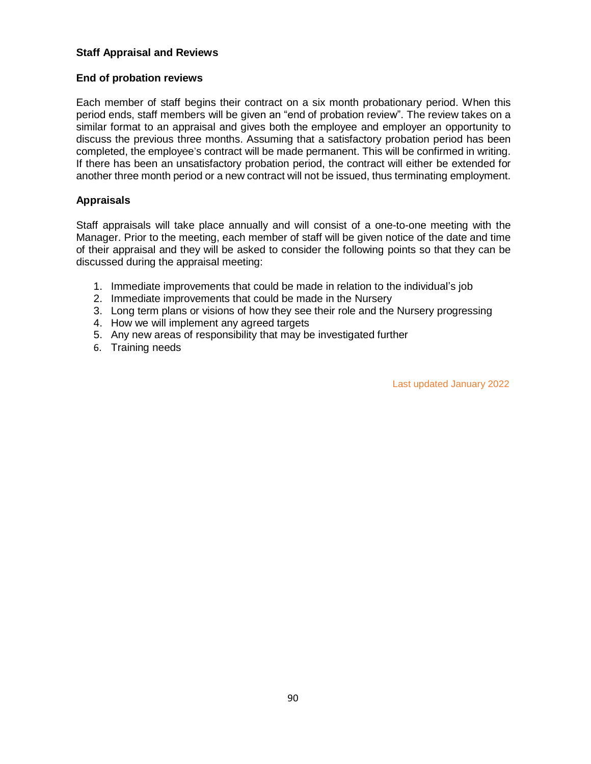## Staff Appraisal and Reviews

### End of probation reviews

Each member of staff begins their contract on a six month probationary period. When this period ends, staff members will be given an "end of probation review". The review takes on a similar format to an appraisal and gives both the employee and employer an opportunity to discuss the previous three months. Assuming that a satisfactory probation period has been completed, the employee's contract will be made permanent. This will be confirmed in writing. If there has been an unsatisfactory probation period, the contract will either be extended for another three month period or a new contract will not be issued, thus terminating employment.

### Appraisals

Staff appraisals will take place annually and will consist of a one-to-one meeting with the Manager. Prior to the meeting, each member of staff will be given notice of the date and time of their appraisal and they will be asked to consider the following points so that they can be discussed during the appraisal meeting:

1. Immediate improvements that could be made in relation to the individual's job
2. Immediate improvements that could be made in the Nursery
3. Long term plans or visions of how they see their role and the Nursery progressing
4. How we will implement any agreed targets
5. Any new areas of responsibility that may be investigated further
6. Training needs

Last updated January 2022